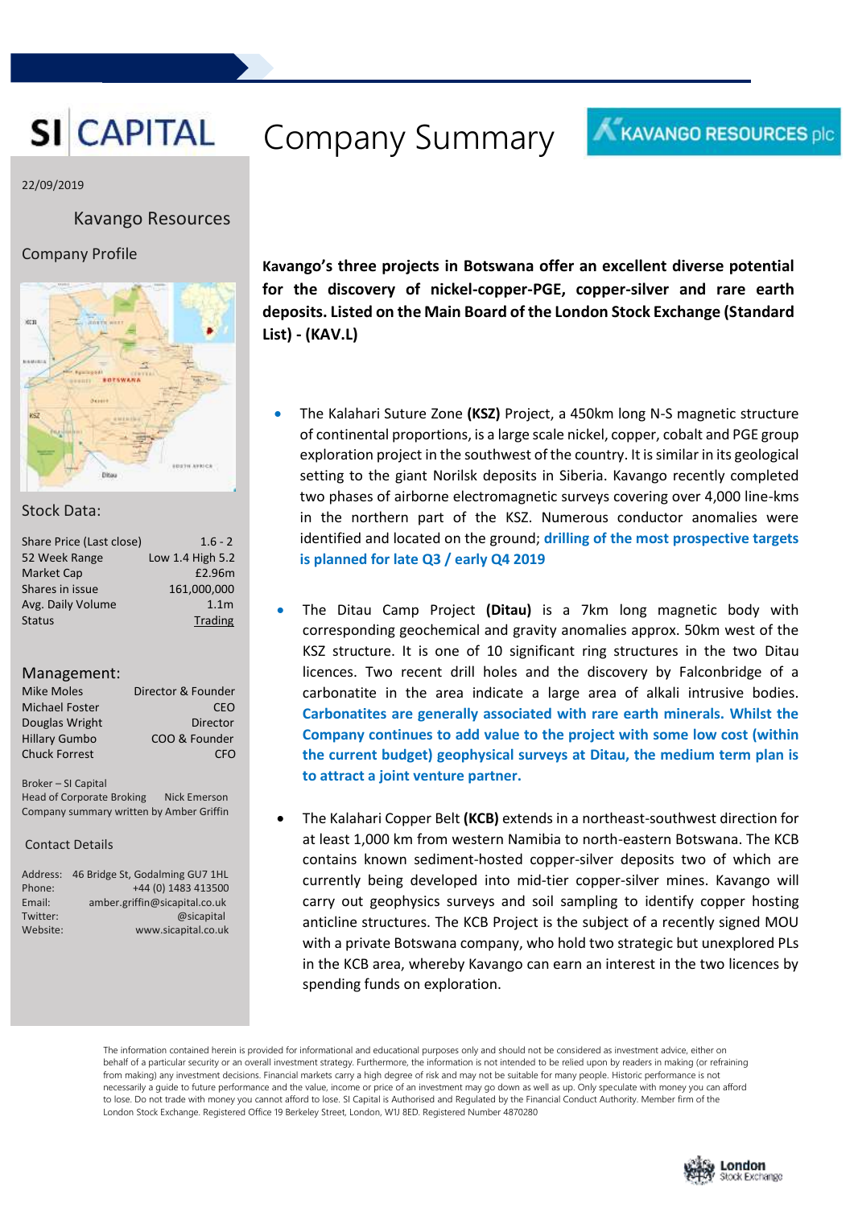# SI CAPITAL

# Company Summary

KAVANGO RESOURCES plc

22/09/2019

## Kavango Resources

### Company Profile

### Stock Data:

| | |
|---|---|
| Share Price (Last close) | 1.6 - 2 |
| 52 Week Range | Low 1.4 High 5.2 |
| Market Cap | £2.96m |
| Shares in issue | 161,000,000 |
| Avg. Daily Volume | 1.1m |
| Status | Trading |

### Management:

| | |
|---|---|
| Mike Moles | Director & Founder |
| Michael Foster | CEO |
| Douglas Wright | Director |
| Hillary Gumbo | COO & Founder |
| Chuck Forrest | CFO |

Broker – SI Capital
Head of Corporate Broking Nick Emerson
Company summary written by Amber Griffin

### Contact Details

| | |
|---|---|
| Address: | 46 Bridge St, Godalming GU7 1HL |
| Phone: | +44 (0) 1483 413500 |
| Email: | amber.griffin@sicapital.co.uk |
| Twitter: | @sicapital |
| Website: | www.sicapital.co.uk |

**Kavango's three projects in Botswana offer an excellent diverse potential for the discovery of nickel-copper-PGE, copper-silver and rare earth deposits. Listed on the Main Board of the London Stock Exchange (Standard List) - (KAV.L)**

- The Kalahari Suture Zone **(KSZ)** Project, a 450km long N-S magnetic structure of continental proportions, is a large scale nickel, copper, cobalt and PGE group exploration project in the southwest of the country. It is similar in its geological setting to the giant Norilsk deposits in Siberia. Kavango recently completed two phases of airborne electromagnetic surveys covering over 4,000 line-kms in the northern part of the KSZ. Numerous conductor anomalies were identified and located on the ground; **drilling of the most prospective targets is planned for late Q3 / early Q4 2019**

- The Ditau Camp Project **(Ditau)** is a 7km long magnetic body with corresponding geochemical and gravity anomalies approx. 50km west of the KSZ structure. It is one of 10 significant ring structures in the two Ditau licences. Two recent drill holes and the discovery by Falconbridge of a carbonatite in the area indicate a large area of alkali intrusive bodies. **Carbonatites are generally associated with rare earth minerals. Whilst the Company continues to add value to the project with some low cost (within the current budget) geophysical surveys at Ditau, the medium term plan is to attract a joint venture partner.**

- The Kalahari Copper Belt **(KCB)** extends in a northeast-southwest direction for at least 1,000 km from western Namibia to north-eastern Botswana. The KCB contains known sediment-hosted copper-silver deposits two of which are currently being developed into mid-tier copper-silver mines. Kavango will carry out geophysics surveys and soil sampling to identify copper hosting anticline structures. The KCB Project is the subject of a recently signed MOU with a private Botswana company, who hold two strategic but unexplored PLs in the KCB area, whereby Kavango can earn an interest in the two licences by spending funds on exploration.

The information contained herein is provided for informational and educational purposes only and should not be considered as investment advice, either on behalf of a particular security or an overall investment strategy. Furthermore, the information is not intended to be relied upon by readers in making (or refraining from making) any investment decisions. Financial markets carry a high degree of risk and may not be suitable for many people. Historic performance is not necessarily a guide to future performance and the value, income or price of an investment may go down as well as up. Only speculate with money you can afford to lose. Do not trade with money you cannot afford to lose. SI Capital is Authorised and Regulated by the Financial Conduct Authority. Member firm of the London Stock Exchange. Registered Office 19 Berkeley Street, London, W1J 8ED. Registered Number 4870280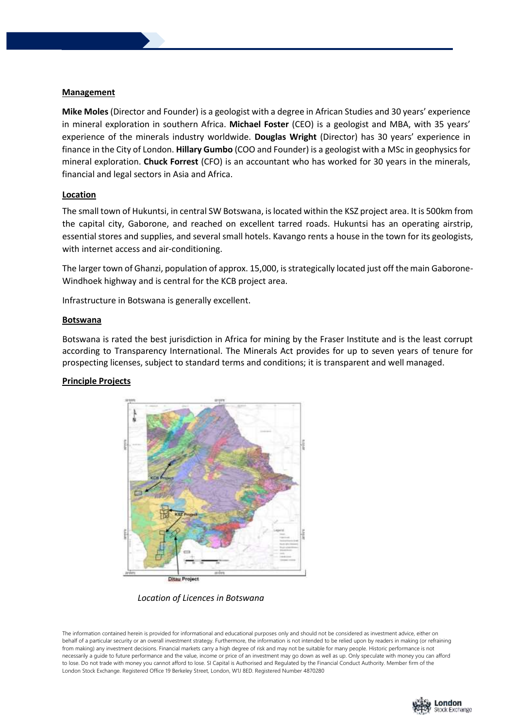## Management

**Mike Moles** (Director and Founder) is a geologist with a degree in African Studies and 30 years' experience in mineral exploration in southern Africa. **Michael Foster** (CEO) is a geologist and MBA, with 35 years' experience of the minerals industry worldwide. **Douglas Wright** (Director) has 30 years' experience in finance in the City of London. **Hillary Gumbo** (COO and Founder) is a geologist with a MSc in geophysics for mineral exploration. **Chuck Forrest** (CFO) is an accountant who has worked for 30 years in the minerals, financial and legal sectors in Asia and Africa.

## Location

The small town of Hukuntsi, in central SW Botswana, is located within the KSZ project area. It is 500km from the capital city, Gaborone, and reached on excellent tarred roads. Hukuntsi has an operating airstrip, essential stores and supplies, and several small hotels. Kavango rents a house in the town for its geologists, with internet access and air-conditioning.

The larger town of Ghanzi, population of approx. 15,000, is strategically located just off the main Gaborone-Windhoek highway and is central for the KCB project area.

Infrastructure in Botswana is generally excellent.

## Botswana

Botswana is rated the best jurisdiction in Africa for mining by the Fraser Institute and is the least corrupt according to Transparency International. The Minerals Act provides for up to seven years of tenure for prospecting licenses, subject to standard terms and conditions; it is transparent and well managed.

## Principle Projects

*Location of Licences in Botswana*

The information contained herein is provided for informational and educational purposes only and should not be considered as investment advice, either on behalf of a particular security or an overall investment strategy. Furthermore, the information is not intended to be relied upon by readers in making (or refraining from making) any investment decisions. Financial markets carry a high degree of risk and may not be suitable for many people. Historic performance is not necessarily a guide to future performance and the value, income or price of an investment may go down as well as up. Only speculate with money you can afford to lose. Do not trade with money you cannot afford to lose. SI Capital is Authorised and Regulated by the Financial Conduct Authority. Member firm of the London Stock Exchange. Registered Office 19 Berkeley Street, London, W1J 8ED. Registered Number 4870280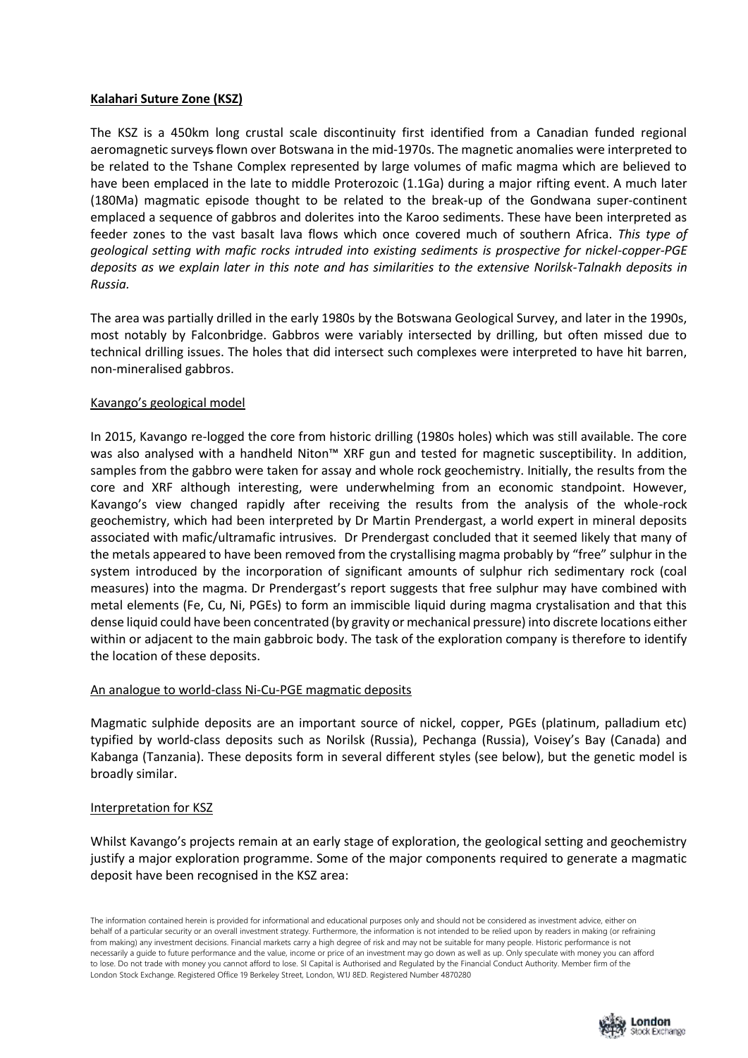**Kalahari Suture Zone (KSZ)**

The KSZ is a 450km long crustal scale discontinuity first identified from a Canadian funded regional aeromagnetic surveys flown over Botswana in the mid-1970s. The magnetic anomalies were interpreted to be related to the Tshane Complex represented by large volumes of mafic magma which are believed to have been emplaced in the late to middle Proterozoic (1.1Ga) during a major rifting event. A much later (180Ma) magmatic episode thought to be related to the break-up of the Gondwana super-continent emplaced a sequence of gabbros and dolerites into the Karoo sediments. These have been interpreted as feeder zones to the vast basalt lava flows which once covered much of southern Africa. *This type of geological setting with mafic rocks intruded into existing sediments is prospective for nickel-copper-PGE deposits as we explain later in this note and has similarities to the extensive Norilsk-Talnakh deposits in Russia.*

The area was partially drilled in the early 1980s by the Botswana Geological Survey, and later in the 1990s, most notably by Falconbridge. Gabbros were variably intersected by drilling, but often missed due to technical drilling issues. The holes that did intersect such complexes were interpreted to have hit barren, non-mineralised gabbros.

Kavango's geological model

In 2015, Kavango re-logged the core from historic drilling (1980s holes) which was still available. The core was also analysed with a handheld Niton™ XRF gun and tested for magnetic susceptibility. In addition, samples from the gabbro were taken for assay and whole rock geochemistry. Initially, the results from the core and XRF although interesting, were underwhelming from an economic standpoint. However, Kavango's view changed rapidly after receiving the results from the analysis of the whole-rock geochemistry, which had been interpreted by Dr Martin Prendergast, a world expert in mineral deposits associated with mafic/ultramafic intrusives. Dr Prendergast concluded that it seemed likely that many of the metals appeared to have been removed from the crystallising magma probably by "free" sulphur in the system introduced by the incorporation of significant amounts of sulphur rich sedimentary rock (coal measures) into the magma. Dr Prendergast's report suggests that free sulphur may have combined with metal elements (Fe, Cu, Ni, PGEs) to form an immiscible liquid during magma crystalisation and that this dense liquid could have been concentrated (by gravity or mechanical pressure) into discrete locations either within or adjacent to the main gabbroic body. The task of the exploration company is therefore to identify the location of these deposits.

An analogue to world-class Ni-Cu-PGE magmatic deposits

Magmatic sulphide deposits are an important source of nickel, copper, PGEs (platinum, palladium etc) typified by world-class deposits such as Norilsk (Russia), Pechanga (Russia), Voisey's Bay (Canada) and Kabanga (Tanzania). These deposits form in several different styles (see below), but the genetic model is broadly similar.

Interpretation for KSZ

Whilst Kavango's projects remain at an early stage of exploration, the geological setting and geochemistry justify a major exploration programme. Some of the major components required to generate a magmatic deposit have been recognised in the KSZ area:

The information contained herein is provided for informational and educational purposes only and should not be considered as investment advice, either on behalf of a particular security or an overall investment strategy. Furthermore, the information is not intended to be relied upon by readers in making (or refraining from making) any investment decisions. Financial markets carry a high degree of risk and may not be suitable for many people. Historic performance is not necessarily a guide to future performance and the value, income or price of an investment may go down as well as up. Only speculate with money you can afford to lose. Do not trade with money you cannot afford to lose. SI Capital is Authorised and Regulated by the Financial Conduct Authority. Member firm of the London Stock Exchange. Registered Office 19 Berkeley Street, London, W1J 8ED. Registered Number 4870280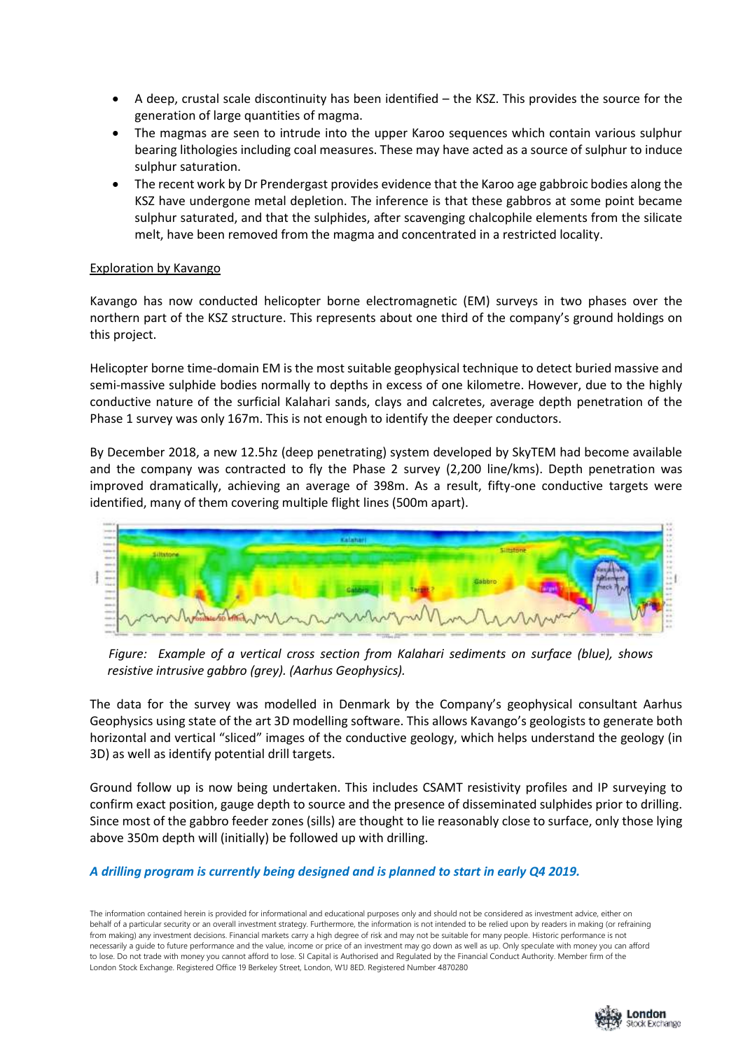- A deep, crustal scale discontinuity has been identified – the KSZ. This provides the source for the generation of large quantities of magma.
- The magmas are seen to intrude into the upper Karoo sequences which contain various sulphur bearing lithologies including coal measures. These may have acted as a source of sulphur to induce sulphur saturation.
- The recent work by Dr Prendergast provides evidence that the Karoo age gabbroic bodies along the KSZ have undergone metal depletion. The inference is that these gabbros at some point became sulphur saturated, and that the sulphides, after scavenging chalcophile elements from the silicate melt, have been removed from the magma and concentrated in a restricted locality.

<u>Exploration by Kavango</u>

Kavango has now conducted helicopter borne electromagnetic (EM) surveys in two phases over the northern part of the KSZ structure. This represents about one third of the company's ground holdings on this project.

Helicopter borne time-domain EM is the most suitable geophysical technique to detect buried massive and semi-massive sulphide bodies normally to depths in excess of one kilometre. However, due to the highly conductive nature of the surficial Kalahari sands, clays and calcretes, average depth penetration of the Phase 1 survey was only 167m. This is not enough to identify the deeper conductors.

By December 2018, a new 12.5hz (deep penetrating) system developed by SkyTEM had become available and the company was contracted to fly the Phase 2 survey (2,200 line/kms). Depth penetration was improved dramatically, achieving an average of 398m. As a result, fifty-one conductive targets were identified, many of them covering multiple flight lines (500m apart).

*Figure: Example of a vertical cross section from Kalahari sediments on surface (blue), shows resistive intrusive gabbro (grey). (Aarhus Geophysics).*

The data for the survey was modelled in Denmark by the Company's geophysical consultant Aarhus Geophysics using state of the art 3D modelling software. This allows Kavango's geologists to generate both horizontal and vertical "sliced" images of the conductive geology, which helps understand the geology (in 3D) as well as identify potential drill targets.

Ground follow up is now being undertaken. This includes CSAMT resistivity profiles and IP surveying to confirm exact position, gauge depth to source and the presence of disseminated sulphides prior to drilling. Since most of the gabbro feeder zones (sills) are thought to lie reasonably close to surface, only those lying above 350m depth will (initially) be followed up with drilling.

***A drilling program is currently being designed and is planned to start in early Q4 2019.***

The information contained herein is provided for informational and educational purposes only and should not be considered as investment advice, either on behalf of a particular security or an overall investment strategy. Furthermore, the information is not intended to be relied upon by readers in making (or refraining from making) any investment decisions. Financial markets carry a high degree of risk and may not be suitable for many people. Historic performance is not necessarily a guide to future performance and the value, income or price of an investment may go down as well as up. Only speculate with money you can afford to lose. Do not trade with money you cannot afford to lose. SI Capital is Authorised and Regulated by the Financial Conduct Authority. Member firm of the London Stock Exchange. Registered Office 19 Berkeley Street, London, W1J 8ED. Registered Number 4870280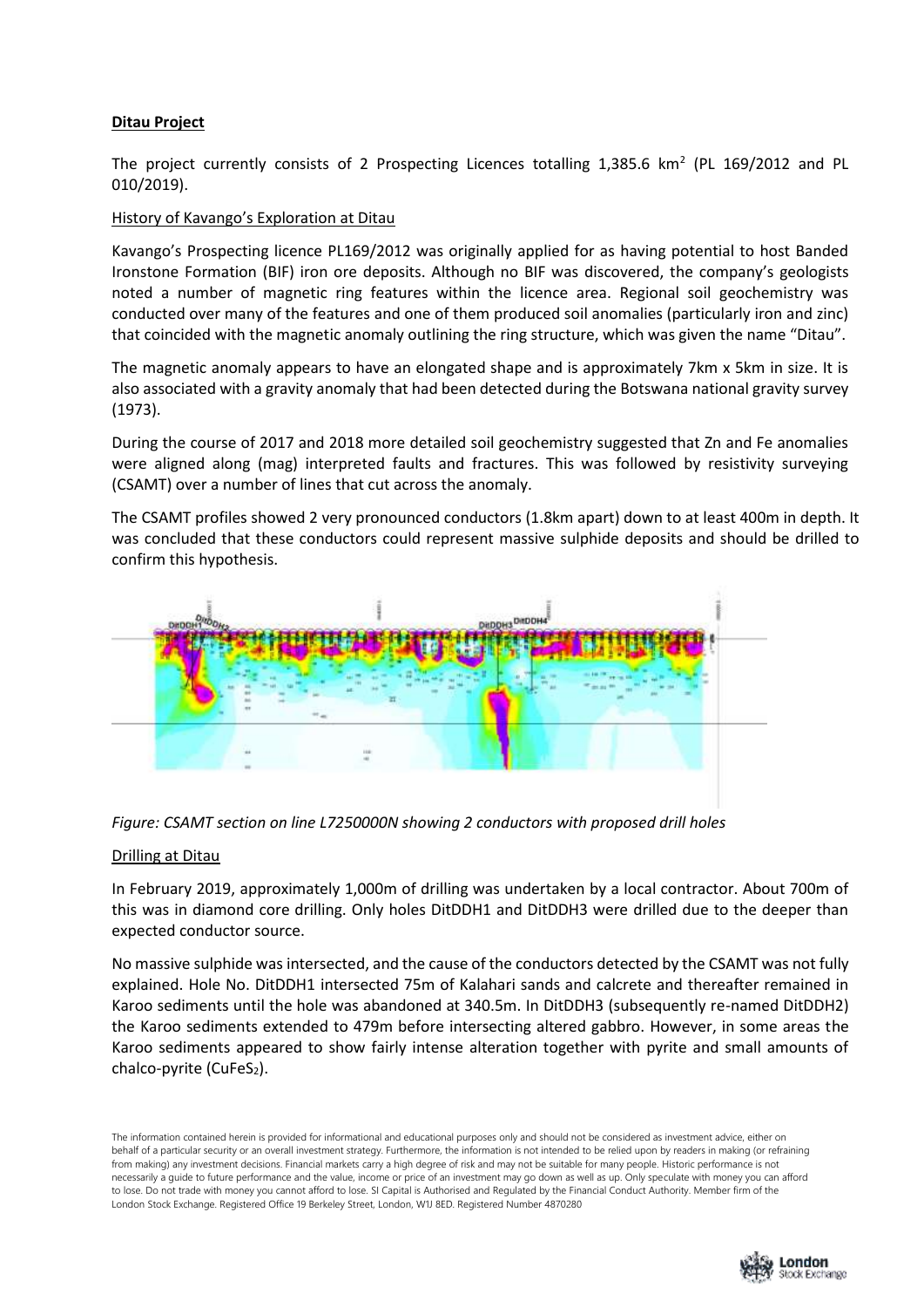**Ditau Project**

The project currently consists of 2 Prospecting Licences totalling 1,385.6 km$^2$ (PL 169/2012 and PL 010/2019).

History of Kavango's Exploration at Ditau

Kavango's Prospecting licence PL169/2012 was originally applied for as having potential to host Banded Ironstone Formation (BIF) iron ore deposits. Although no BIF was discovered, the company's geologists noted a number of magnetic ring features within the licence area. Regional soil geochemistry was conducted over many of the features and one of them produced soil anomalies (particularly iron and zinc) that coincided with the magnetic anomaly outlining the ring structure, which was given the name "Ditau".

The magnetic anomaly appears to have an elongated shape and is approximately 7km x 5km in size. It is also associated with a gravity anomaly that had been detected during the Botswana national gravity survey (1973).

During the course of 2017 and 2018 more detailed soil geochemistry suggested that Zn and Fe anomalies were aligned along (mag) interpreted faults and fractures. This was followed by resistivity surveying (CSAMT) over a number of lines that cut across the anomaly.

The CSAMT profiles showed 2 very pronounced conductors (1.8km apart) down to at least 400m in depth. It was concluded that these conductors could represent massive sulphide deposits and should be drilled to confirm this hypothesis.

*Figure: CSAMT section on line L7250000N showing 2 conductors with proposed drill holes*

Drilling at Ditau

In February 2019, approximately 1,000m of drilling was undertaken by a local contractor. About 700m of this was in diamond core drilling. Only holes DitDDH1 and DitDDH3 were drilled due to the deeper than expected conductor source.

No massive sulphide was intersected, and the cause of the conductors detected by the CSAMT was not fully explained. Hole No. DitDDH1 intersected 75m of Kalahari sands and calcrete and thereafter remained in Karoo sediments until the hole was abandoned at 340.5m. In DitDDH3 (subsequently re-named DitDDH2) the Karoo sediments extended to 479m before intersecting altered gabbro. However, in some areas the Karoo sediments appeared to show fairly intense alteration together with pyrite and small amounts of chalco-pyrite ($CuFeS_2$).

The information contained herein is provided for informational and educational purposes only and should not be considered as investment advice, either on behalf of a particular security or an overall investment strategy. Furthermore, the information is not intended to be relied upon by readers in making (or refraining from making) any investment decisions. Financial markets carry a high degree of risk and may not be suitable for many people. Historic performance is not necessarily a guide to future performance and the value, income or price of an investment may go down as well as up. Only speculate with money you can afford to lose. Do not trade with money you cannot afford to lose. SI Capital is Authorised and Regulated by the Financial Conduct Authority. Member firm of the London Stock Exchange. Registered Office 19 Berkeley Street, London, W1J 8ED. Registered Number 4870280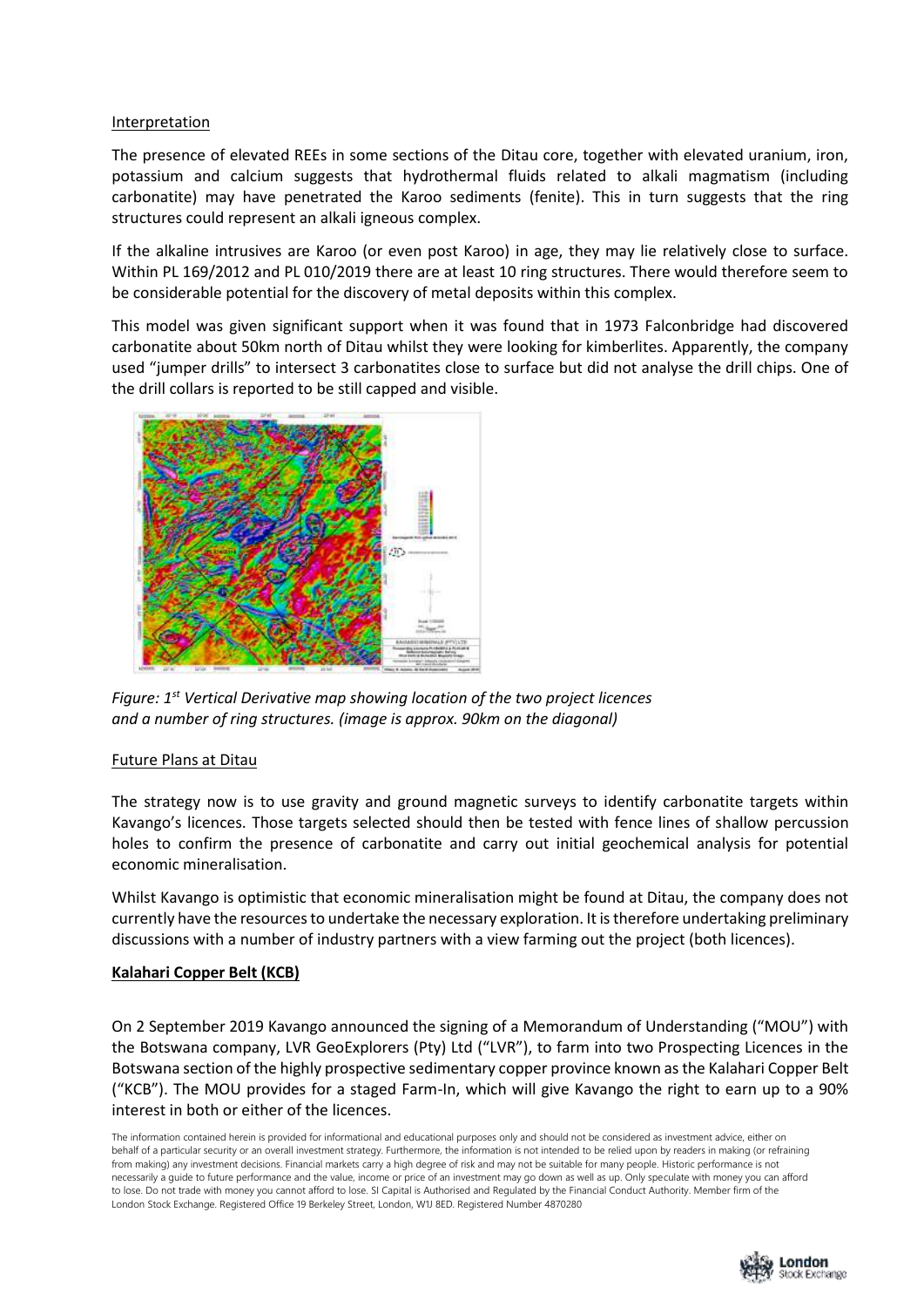Interpretation

The presence of elevated REEs in some sections of the Ditau core, together with elevated uranium, iron, potassium and calcium suggests that hydrothermal fluids related to alkali magmatism (including carbonatite) may have penetrated the Karoo sediments (fenite). This in turn suggests that the ring structures could represent an alkali igneous complex.

If the alkaline intrusives are Karoo (or even post Karoo) in age, they may lie relatively close to surface. Within PL 169/2012 and PL 010/2019 there are at least 10 ring structures. There would therefore seem to be considerable potential for the discovery of metal deposits within this complex.

This model was given significant support when it was found that in 1973 Falconbridge had discovered carbonatite about 50km north of Ditau whilst they were looking for kimberlites. Apparently, the company used "jumper drills" to intersect 3 carbonatites close to surface but did not analyse the drill chips. One of the drill collars is reported to be still capped and visible.

*Figure: 1st Vertical Derivative map showing location of the two project licences and a number of ring structures. (image is approx. 90km on the diagonal)*

Future Plans at Ditau

The strategy now is to use gravity and ground magnetic surveys to identify carbonatite targets within Kavango's licences. Those targets selected should then be tested with fence lines of shallow percussion holes to confirm the presence of carbonatite and carry out initial geochemical analysis for potential economic mineralisation.

Whilst Kavango is optimistic that economic mineralisation might be found at Ditau, the company does not currently have the resources to undertake the necessary exploration. It is therefore undertaking preliminary discussions with a number of industry partners with a view farming out the project (both licences).

**Kalahari Copper Belt (KCB)**

On 2 September 2019 Kavango announced the signing of a Memorandum of Understanding ("MOU") with the Botswana company, LVR GeoExplorers (Pty) Ltd ("LVR"), to farm into two Prospecting Licences in the Botswana section of the highly prospective sedimentary copper province known as the Kalahari Copper Belt ("KCB"). The MOU provides for a staged Farm-In, which will give Kavango the right to earn up to a 90% interest in both or either of the licences.

The information contained herein is provided for informational and educational purposes only and should not be considered as investment advice, either on behalf of a particular security or an overall investment strategy. Furthermore, the information is not intended to be relied upon by readers in making (or refraining from making) any investment decisions. Financial markets carry a high degree of risk and may not be suitable for many people. Historic performance is not necessarily a guide to future performance and the value, income or price of an investment may go down as well as up. Only speculate with money you can afford to lose. Do not trade with money you cannot afford to lose. SI Capital is Authorised and Regulated by the Financial Conduct Authority. Member firm of the London Stock Exchange. Registered Office 19 Berkeley Street, London, W1J 8ED. Registered Number 4870280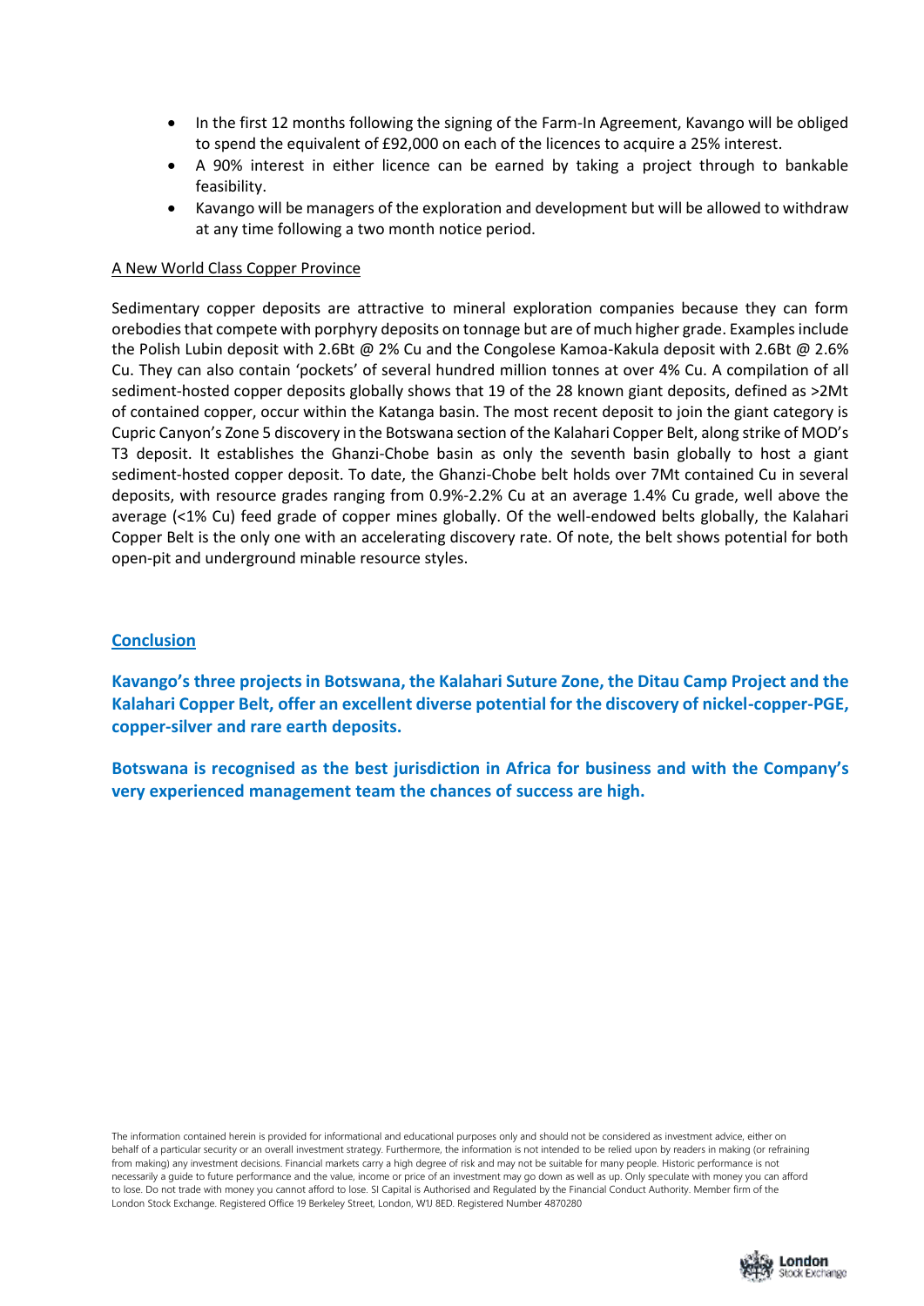- In the first 12 months following the signing of the Farm-In Agreement, Kavango will be obliged to spend the equivalent of £92,000 on each of the licences to acquire a 25% interest.
- A 90% interest in either licence can be earned by taking a project through to bankable feasibility.
- Kavango will be managers of the exploration and development but will be allowed to withdraw at any time following a two month notice period.

A New World Class Copper Province

Sedimentary copper deposits are attractive to mineral exploration companies because they can form orebodies that compete with porphyry deposits on tonnage but are of much higher grade. Examples include the Polish Lubin deposit with 2.6Bt @ 2% Cu and the Congolese Kamoa-Kakula deposit with 2.6Bt @ 2.6% Cu. They can also contain 'pockets' of several hundred million tonnes at over 4% Cu. A compilation of all sediment-hosted copper deposits globally shows that 19 of the 28 known giant deposits, defined as >2Mt of contained copper, occur within the Katanga basin. The most recent deposit to join the giant category is Cupric Canyon's Zone 5 discovery in the Botswana section of the Kalahari Copper Belt, along strike of MOD's T3 deposit. It establishes the Ghanzi-Chobe basin as only the seventh basin globally to host a giant sediment-hosted copper deposit. To date, the Ghanzi-Chobe belt holds over 7Mt contained Cu in several deposits, with resource grades ranging from 0.9%-2.2% Cu at an average 1.4% Cu grade, well above the average (<1% Cu) feed grade of copper mines globally. Of the well-endowed belts globally, the Kalahari Copper Belt is the only one with an accelerating discovery rate. Of note, the belt shows potential for both open-pit and underground minable resource styles.

## Conclusion

**Kavango's three projects in Botswana, the Kalahari Suture Zone, the Ditau Camp Project and the Kalahari Copper Belt, offer an excellent diverse potential for the discovery of nickel-copper-PGE, copper-silver and rare earth deposits.**

**Botswana is recognised as the best jurisdiction in Africa for business and with the Company's very experienced management team the chances of success are high.**

The information contained herein is provided for informational and educational purposes only and should not be considered as investment advice, either on behalf of a particular security or an overall investment strategy. Furthermore, the information is not intended to be relied upon by readers in making (or refraining from making) any investment decisions. Financial markets carry a high degree of risk and may not be suitable for many people. Historic performance is not necessarily a guide to future performance and the value, income or price of an investment may go down as well as up. Only speculate with money you can afford to lose. Do not trade with money you cannot afford to lose. SI Capital is Authorised and Regulated by the Financial Conduct Authority. Member firm of the London Stock Exchange. Registered Office 19 Berkeley Street, London, W1J 8ED. Registered Number 4870280